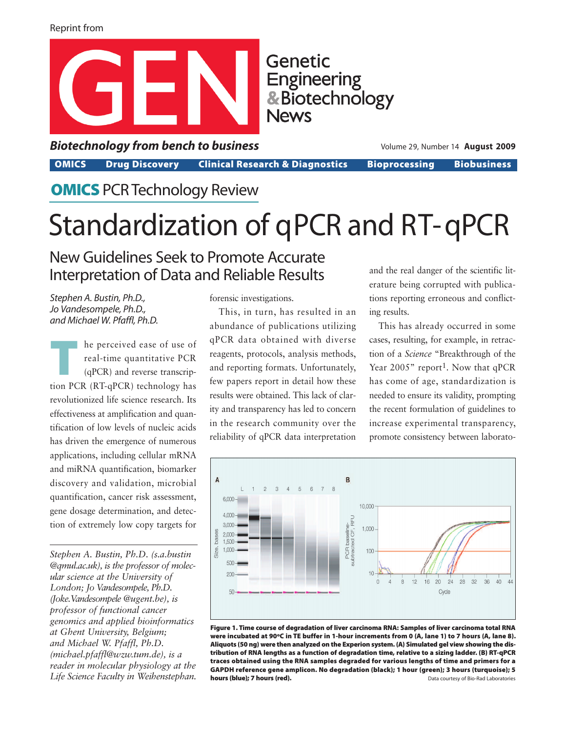Reprint from

# GEN Genetic Engineering & Biotechnology News

*Biotechnology from bench to business*

**OMICS** PCR Technology Review

# Standardization of qPCR and RT-qPCR

## New Guidelines Seek to Promote Accurate Interpretation of Data and Reliable Results

*Stephen A. Bustin, Ph.D., Jo Vandesompele, Ph.D., and Michael W. Pfaffl, Ph.D.*

The perceived ease of use of real-time quantitative PCR (qPCR) and reverse transcription PCR (RT-qPCR) technology has revolutionized life science research. Its effectiveness at amplification and quantification of low levels of nucleic acids has driven the emergence of numerous applications, including cellular mRNA and miRNA quantification, biomarker discovery and validation, microbial quantification, cancer risk assessment, gene dosage determination, and detection of extremely low copy targets for forensic investigations.

This, in turn, has resulted in an abundance of publications utilizing qPCR data obtained with diverse reagents, protocols, analysis methods, and reporting formats. Unfortunately, few papers report in detail how these results were obtained. This lack of clarity and transparency has led to concern in the research community over the reliability of qPCR data interpretation and the real danger of the scientific literature being corrupted with publications reporting erroneous and conflicting results.

This has already occurred in some cases, resulting, for example, in retraction of a *Science* "Breakthrough of the Year 2005" report[1]. Now that qPCR has come of age, standardization is needed to ensure its validity, prompting the recent formulation of guidelines to increase experimental transparency, promote consistency between laborato-

*Stephen A. Bustin, Ph.D. (s.a.bustin@qmul.ac.uk), is the professor of molecular science at the University of London; Jo Vandesompele, Ph.D. (Joke.Vandesompele@ugent.be), is professor of functional cancer genomics and applied bioinformatics at Ghent University, Belgium; and Michael W. Pfaffl, Ph.D. (michael.pfaffl@wzw.tum.de), is a reader in molecular physiology at the Life Science Faculty in Weihenstephan.*

**Figure 1. Time course of degradation of liver carcinoma RNA: Samples of liver carcinoma total RNA were incubated at 90ºC in TE buffer in 1-hour increments from 0 (A, lane 1) to 7 hours (A, lane 8). Aliquots (50 ng) were then analyzed on the Experion system. (A) Simulated gel view showing the distribution of RNA lengths as a function of degradation time, relative to a sizing ladder. (B) RT-qPCR traces obtained using the RNA samples degraded for various lengths of time and primers for a GAPDH reference gene amplicon. No degradation (black); 1 hour (green); 3 hours (turquoise); 5 hours (blue); 7 hours (red).**

Data courtesy of Bio-Rad Laboratories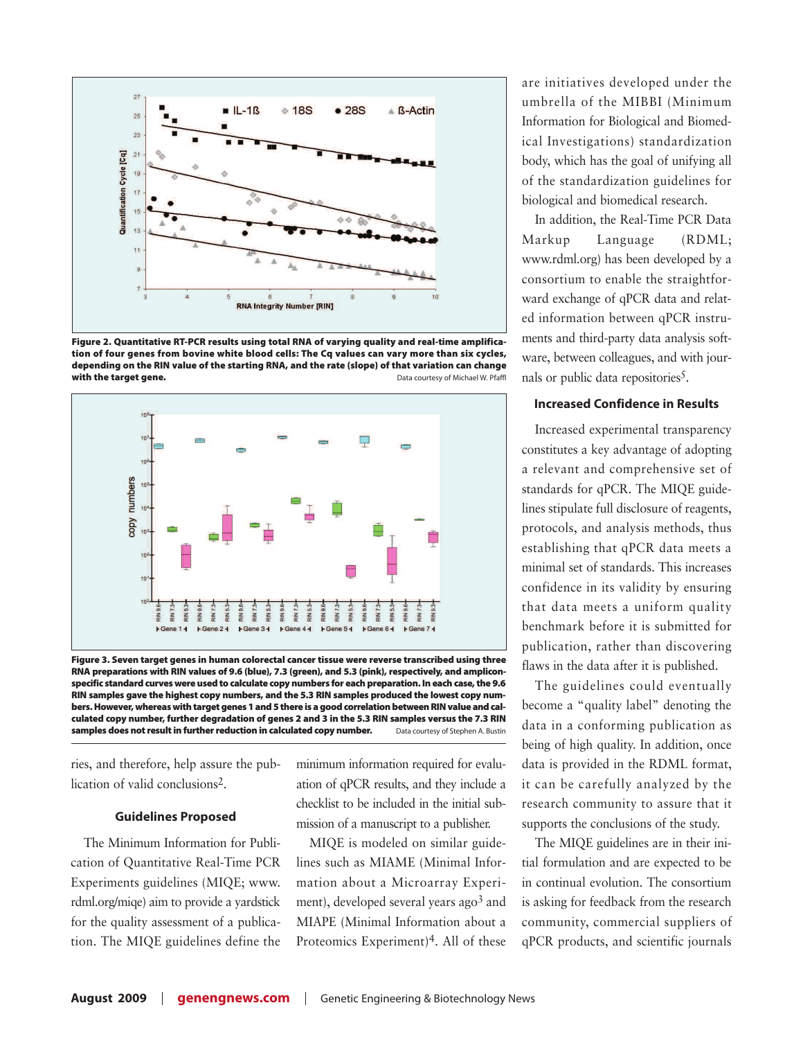**Figure 2. Quantitative RT-PCR results using total RNA of varying quality and real-time amplification of four genes from bovine white blood cells: The Cq values can vary more than six cycles, depending on the RIN value of the starting RNA, and the rate (slope) of that variation can change with the target gene.** Data courtesy of Michael W. Pfaffl

**Figure 3. Seven target genes in human colorectal cancer tissue were reverse transcribed using three RNA preparations with RIN values of 9.6 (blue), 7.3 (green), and 5.3 (pink), respectively, and amplicon-specific standard curves were used to calculate copy numbers for each preparation. In each case, the 9.6 RIN samples gave the highest copy numbers, and the 5.3 RIN samples produced the lowest copy numbers. However, whereas with target genes 1 and 5 there is a good correlation between RIN value and calculated copy number, further degradation of genes 2 and 3 in the 5.3 RIN samples versus the 7.3 RIN samples does not result in further reduction in calculated copy number.** Data courtesy of Stephen A. Bustin

ries, and therefore, help assure the publication of valid conclusions[2].

### Guidelines Proposed

The Minimum Information for Publication of Quantitative Real-Time PCR Experiments guidelines (MIQE; www.rdml.org/miqe) aim to provide a yardstick for the quality assessment of a publication. The MIQE guidelines define the minimum information required for evaluation of qPCR results, and they include a checklist to be included in the initial submission of a manuscript to a publisher.

MIQE is modeled on similar guidelines such as MIAME (Minimal Information about a Microarray Experiment), developed several years ago[3] and MIAPE (Minimal Information about a Proteomics Experiment)[4]. All of these are initiatives developed under the umbrella of the MIBBI (Minimum Information for Biological and Biomedical Investigations) standardization body, which has the goal of unifying all of the standardization guidelines for biological and biomedical research.

In addition, the Real-Time PCR Data Markup Language (RDML; www.rdml.org) has been developed by a consortium to enable the straightforward exchange of qPCR data and related information between qPCR instruments and third-party data analysis software, between colleagues, and with journals or public data repositories[5].

### Increased Confidence in Results

Increased experimental transparency constitutes a key advantage of adopting a relevant and comprehensive set of standards for qPCR. The MIQE guidelines stipulate full disclosure of reagents, protocols, and analysis methods, thus establishing that qPCR data meets a minimal set of standards. This increases confidence in its validity by ensuring that data meets a uniform quality benchmark before it is submitted for publication, rather than discovering flaws in the data after it is published.

The guidelines could eventually become a "quality label" denoting the data in a conforming publication as being of high quality. In addition, once data is provided in the RDML format, it can be carefully analyzed by the research community to assure that it supports the conclusions of the study.

The MIQE guidelines are in their initial formulation and are expected to be in continual evolution. The consortium is asking for feedback from the research community, commercial suppliers of qPCR products, and scientific journals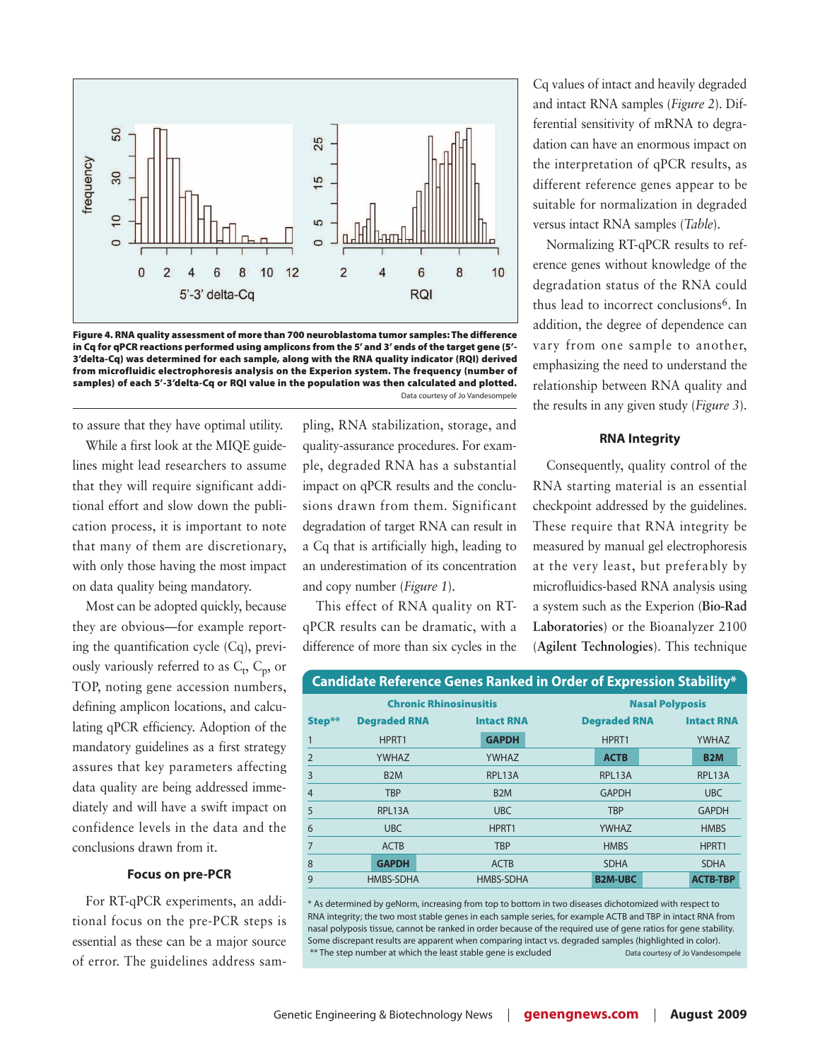Figure 4. RNA quality assessment of more than 700 neuroblastoma tumor samples: The difference in Cq for qPCR reactions performed using amplicons from the 5′ and 3′ ends of the target gene (5′-3′delta-Cq) was determined for each sample, along with the RNA quality indicator (RQI) derived from microfluidic electrophoresis analysis on the Experion system. The frequency (number of samples) of each 5′-3′delta-Cq or RQI value in the population was then calculated and plotted.

Data courtesy of Jo Vandesompele

to assure that they have optimal utility.

While a first look at the MIQE guidelines might lead researchers to assume that they will require significant additional effort and slow down the publication process, it is important to note that many of them are discretionary, with only those having the most impact on data quality being mandatory.

Most can be adopted quickly, because they are obvious—for example reporting the quantification cycle (Cq), previously variously referred to as $C_t$, $C_p$, or TOP, noting gene accession numbers, defining amplicon locations, and calculating qPCR efficiency. Adoption of the mandatory guidelines as a first strategy assures that key parameters affecting data quality are being addressed immediately and will have a swift impact on confidence levels in the data and the conclusions drawn from it.

### Focus on pre-PCR

For RT-qPCR experiments, an additional focus on the pre-PCR steps is essential as these can be a major source of error. The guidelines address sampling, RNA stabilization, storage, and quality-assurance procedures. For example, degraded RNA has a substantial impact on qPCR results and the conclusions drawn from them. Significant degradation of target RNA can result in a Cq that is artificially high, leading to an underestimation of its concentration and copy number (*Figure 1*).

This effect of RNA quality on RT-qPCR results can be dramatic, with a difference of more than six cycles in the Cq values of intact and heavily degraded and intact RNA samples (*Figure 2*). Differential sensitivity of mRNA to degradation can have an enormous impact on the interpretation of qPCR results, as different reference genes appear to be suitable for normalization in degraded versus intact RNA samples (*Table*).

Normalizing RT-qPCR results to reference genes without knowledge of the degradation status of the RNA could thus lead to incorrect conclusions[6]. In addition, the degree of dependence can vary from one sample to another, emphasizing the need to understand the relationship between RNA quality and the results in any given study (*Figure 3*).

### RNA Integrity

Consequently, quality control of the RNA starting material is an essential checkpoint addressed by the guidelines. These require that RNA integrity be measured by manual gel electrophoresis at the very least, but preferably by microfluidics-based RNA analysis using a system such as the Experion (**Bio-Rad Laboratories**) or the Bioanalyzer 2100 (**Agilent Technologies**). This technique

**Candidate Reference Genes Ranked in Order of Expression Stability***

| | Chronic Rhinosinusitis | | Nasal Polyposis | |
|---|---|---|---|---|
| **Step**** | **Degraded RNA** | **Intact RNA** | **Degraded RNA** | **Intact RNA** |
| 1 | HPRT1 | **GAPDH** | HPRT1 | YWHAZ |
| 2 | YWHAZ | YWHAZ | **ACTB** | **B2M** |
| 3 | B2M | RPL13A | RPL13A | RPL13A |
| 4 | TBP | B2M | GAPDH | UBC |
| 5 | RPL13A | UBC | TBP | GAPDH |
| 6 | UBC | HPRT1 | YWHAZ | HMBS |
| 7 | ACTB | TBP | HMBS | HPRT1 |
| 8 | **GAPDH** | ACTB | SDHA | SDHA |
| 9 | HMBS-SDHA | HMBS-SDHA | **B2M-UBC** | **ACTB-TBP** |

* As determined by geNorm, increasing from top to bottom in two diseases dichotomized with respect to RNA integrity; the two most stable genes in each sample series, for example ACTB and TBP in intact RNA from nasal polyposis tissue, cannot be ranked in order because of the required use of gene ratios for gene stability. Some discrepant results are apparent when comparing intact vs. degraded samples (highlighted in color).
** The step number at which the least stable gene is excluded

Data courtesy of Jo Vandesompele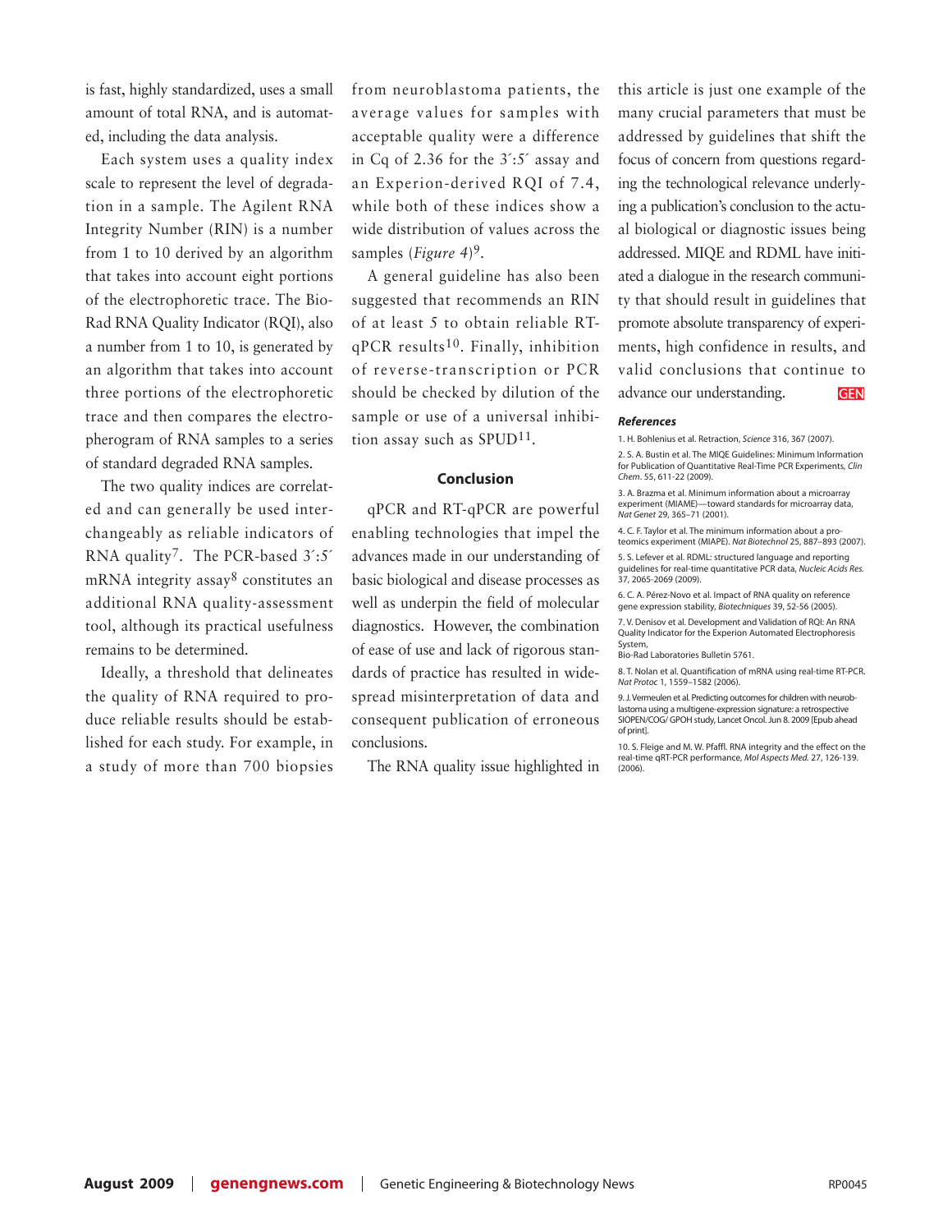is fast, highly standardized, uses a small amount of total RNA, and is automated, including the data analysis.

Each system uses a quality index scale to represent the level of degradation in a sample. The Agilent RNA Integrity Number (RIN) is a number from 1 to 10 derived by an algorithm that takes into account eight portions of the electrophoretic trace. The Bio-Rad RNA Quality Indicator (RQI), also a number from 1 to 10, is generated by an algorithm that takes into account three portions of the electrophoretic trace and then compares the electropherogram of RNA samples to a series of standard degraded RNA samples.

The two quality indices are correlated and can generally be used interchangeably as reliable indicators of RNA quality[7]. The PCR-based 3´:5´ mRNA integrity assay[8] constitutes an additional RNA quality-assessment tool, although its practical usefulness remains to be determined.

Ideally, a threshold that delineates the quality of RNA required to produce reliable results should be established for each study. For example, in a study of more than 700 biopsies from neuroblastoma patients, the average values for samples with acceptable quality were a difference in Cq of 2.36 for the 3´:5´ assay and an Experion-derived RQI of 7.4, while both of these indices show a wide distribution of values across the samples (*Figure 4*)[9].

A general guideline has also been suggested that recommends an RIN of at least 5 to obtain reliable RT-qPCR results[10]. Finally, inhibition of reverse-transcription or PCR should be checked by dilution of the sample or use of a universal inhibition assay such as SPUD[11].

## Conclusion

qPCR and RT-qPCR are powerful enabling technologies that impel the advances made in our understanding of basic biological and disease processes as well as underpin the field of molecular diagnostics. However, the combination of ease of use and lack of rigorous standards of practice has resulted in widespread misinterpretation of data and consequent publication of erroneous conclusions.

The RNA quality issue highlighted in this article is just one example of the many crucial parameters that must be addressed by guidelines that shift the focus of concern from questions regarding the technological relevance underlying a publication's conclusion to the actual biological or diagnostic issues being addressed. MIQE and RDML have initiated a dialogue in the research community that should result in guidelines that promote absolute transparency of experiments, high confidence in results, and valid conclusions that continue to advance our understanding. **GEN**

### *References*

1. H. Bohlenius et al. Retraction, *Science* 316, 367 (2007).

2. S. A. Bustin et al. The MIQE Guidelines: Minimum Information for Publication of Quantitative Real-Time PCR Experiments, *Clin Chem*. 55, 611-22 (2009).

3. A. Brazma et al. Minimum information about a microarray experiment (MIAME)—toward standards for microarray data, *Nat Genet* 29, 365–71 (2001).

4. C. F. Taylor et al. The minimum information about a proteomics experiment (MIAPE). *Nat Biotechnol* 25, 887–893 (2007).

5. S. Lefever et al. RDML: structured language and reporting guidelines for real-time quantitative PCR data, *Nucleic Acids Res.* 37, 2065-2069 (2009).

6. C. A. Pérez-Novo et al. Impact of RNA quality on reference gene expression stability, *Biotechniques* 39, 52-56 (2005).

7. V. Denisov et al. Development and Validation of RQI: An RNA Quality Indicator for the Experion Automated Electrophoresis System,
Bio-Rad Laboratories Bulletin 5761.

8. T. Nolan et al. Quantification of mRNA using real-time RT-PCR. *Nat Protoc* 1, 1559–1582 (2006).

9. J. Vermeulen et al. Predicting outcomes for children with neuroblastoma using a multigene-expression signature: a retrospective SIOPEN/COG/ GPOH study, Lancet Oncol. Jun 8. 2009 [Epub ahead of print].

10. S. Fleige and M. W. Pfaffl. RNA integrity and the effect on the real-time qRT-PCR performance, *Mol Aspects Med.* 27, 126-139. (2006).